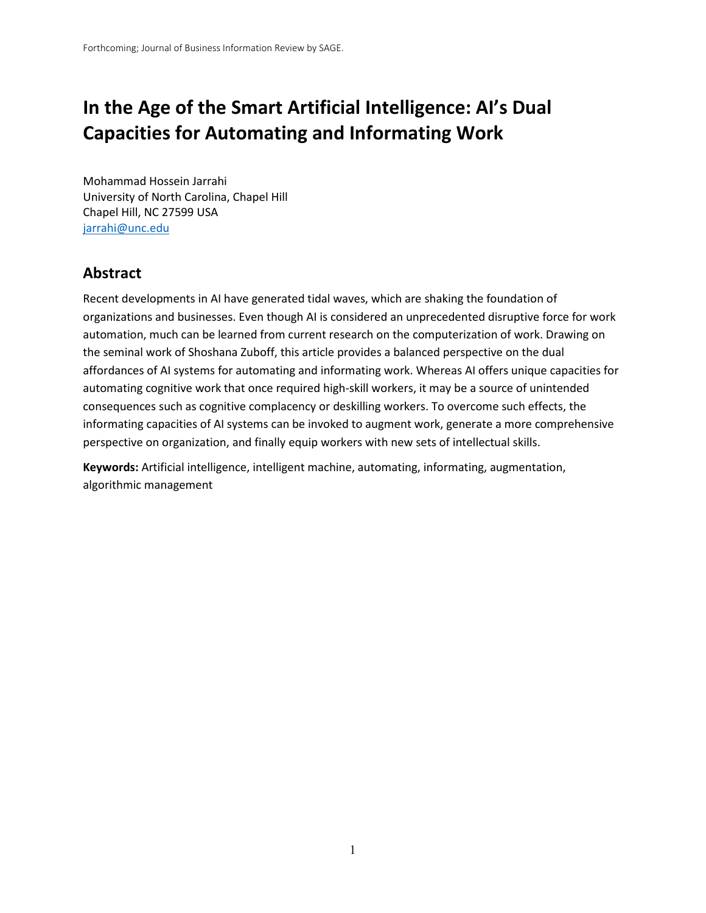Forthcoming; Journal of Business Information Review by SAGE.

# In the Age of the Smart Artificial Intelligence: AI's Dual Capacities for Automating and Informating Work

Mohammad Hossein Jarrahi
University of North Carolina, Chapel Hill
Chapel Hill, NC 27599 USA
jarrahi@unc.edu

## Abstract

Recent developments in AI have generated tidal waves, which are shaking the foundation of organizations and businesses. Even though AI is considered an unprecedented disruptive force for work automation, much can be learned from current research on the computerization of work. Drawing on the seminal work of Shoshana Zuboff, this article provides a balanced perspective on the dual affordances of AI systems for automating and informating work. Whereas AI offers unique capacities for automating cognitive work that once required high-skill workers, it may be a source of unintended consequences such as cognitive complacency or deskilling workers. To overcome such effects, the informating capacities of AI systems can be invoked to augment work, generate a more comprehensive perspective on organization, and finally equip workers with new sets of intellectual skills.

**Keywords:** Artificial intelligence, intelligent machine, automating, informating, augmentation, algorithmic management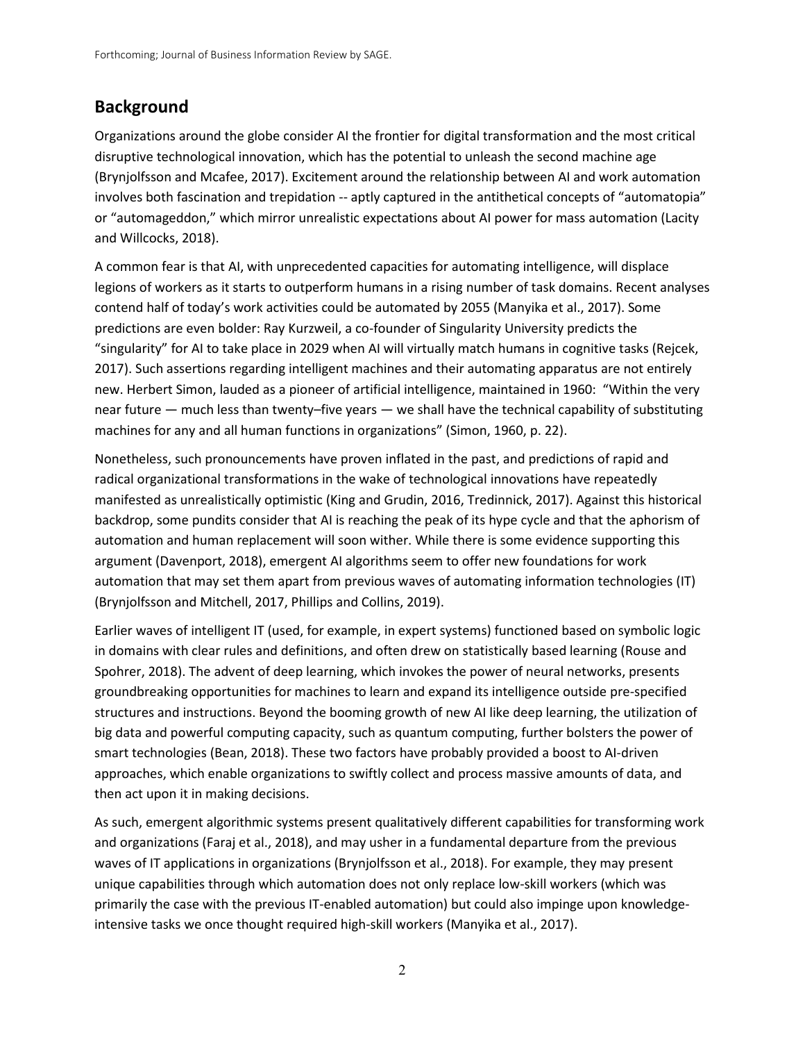## Background

Organizations around the globe consider AI the frontier for digital transformation and the most critical disruptive technological innovation, which has the potential to unleash the second machine age (Brynjolfsson and Mcafee, 2017). Excitement around the relationship between AI and work automation involves both fascination and trepidation -- aptly captured in the antithetical concepts of "automatopia" or "automageddon," which mirror unrealistic expectations about AI power for mass automation (Lacity and Willcocks, 2018).

A common fear is that AI, with unprecedented capacities for automating intelligence, will displace legions of workers as it starts to outperform humans in a rising number of task domains. Recent analyses contend half of today's work activities could be automated by 2055 (Manyika et al., 2017). Some predictions are even bolder: Ray Kurzweil, a co-founder of Singularity University predicts the "singularity" for AI to take place in 2029 when AI will virtually match humans in cognitive tasks (Rejcek, 2017). Such assertions regarding intelligent machines and their automating apparatus are not entirely new. Herbert Simon, lauded as a pioneer of artificial intelligence, maintained in 1960: "Within the very near future — much less than twenty–five years — we shall have the technical capability of substituting machines for any and all human functions in organizations" (Simon, 1960, p. 22).

Nonetheless, such pronouncements have proven inflated in the past, and predictions of rapid and radical organizational transformations in the wake of technological innovations have repeatedly manifested as unrealistically optimistic (King and Grudin, 2016, Tredinnick, 2017). Against this historical backdrop, some pundits consider that AI is reaching the peak of its hype cycle and that the aphorism of automation and human replacement will soon wither. While there is some evidence supporting this argument (Davenport, 2018), emergent AI algorithms seem to offer new foundations for work automation that may set them apart from previous waves of automating information technologies (IT) (Brynjolfsson and Mitchell, 2017, Phillips and Collins, 2019).

Earlier waves of intelligent IT (used, for example, in expert systems) functioned based on symbolic logic in domains with clear rules and definitions, and often drew on statistically based learning (Rouse and Spohrer, 2018). The advent of deep learning, which invokes the power of neural networks, presents groundbreaking opportunities for machines to learn and expand its intelligence outside pre-specified structures and instructions. Beyond the booming growth of new AI like deep learning, the utilization of big data and powerful computing capacity, such as quantum computing, further bolsters the power of smart technologies (Bean, 2018). These two factors have probably provided a boost to AI-driven approaches, which enable organizations to swiftly collect and process massive amounts of data, and then act upon it in making decisions.

As such, emergent algorithmic systems present qualitatively different capabilities for transforming work and organizations (Faraj et al., 2018), and may usher in a fundamental departure from the previous waves of IT applications in organizations (Brynjolfsson et al., 2018). For example, they may present unique capabilities through which automation does not only replace low-skill workers (which was primarily the case with the previous IT-enabled automation) but could also impinge upon knowledge-intensive tasks we once thought required high-skill workers (Manyika et al., 2017).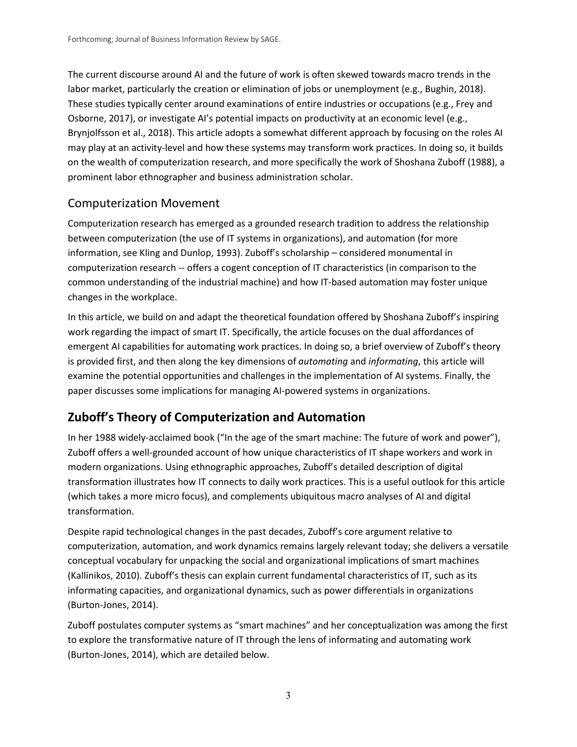The current discourse around AI and the future of work is often skewed towards macro trends in the labor market, particularly the creation or elimination of jobs or unemployment (e.g., Bughin, 2018). These studies typically center around examinations of entire industries or occupations (e.g., Frey and Osborne, 2017), or investigate AI's potential impacts on productivity at an economic level (e.g., Brynjolfsson et al., 2018). This article adopts a somewhat different approach by focusing on the roles AI may play at an activity-level and how these systems may transform work practices. In doing so, it builds on the wealth of computerization research, and more specifically the work of Shoshana Zuboff (1988), a prominent labor ethnographer and business administration scholar.

## Computerization Movement

Computerization research has emerged as a grounded research tradition to address the relationship between computerization (the use of IT systems in organizations), and automation (for more information, see Kling and Dunlop, 1993). Zuboff's scholarship – considered monumental in computerization research -- offers a cogent conception of IT characteristics (in comparison to the common understanding of the industrial machine) and how IT-based automation may foster unique changes in the workplace.

In this article, we build on and adapt the theoretical foundation offered by Shoshana Zuboff's inspiring work regarding the impact of smart IT. Specifically, the article focuses on the dual affordances of emergent AI capabilities for automating work practices. In doing so, a brief overview of Zuboff's theory is provided first, and then along the key dimensions of *automating* and *informating*, this article will examine the potential opportunities and challenges in the implementation of AI systems. Finally, the paper discusses some implications for managing AI-powered systems in organizations.

# Zuboff's Theory of Computerization and Automation

In her 1988 widely-acclaimed book ("In the age of the smart machine: The future of work and power"), Zuboff offers a well-grounded account of how unique characteristics of IT shape workers and work in modern organizations. Using ethnographic approaches, Zuboff's detailed description of digital transformation illustrates how IT connects to daily work practices. This is a useful outlook for this article (which takes a more micro focus), and complements ubiquitous macro analyses of AI and digital transformation.

Despite rapid technological changes in the past decades, Zuboff's core argument relative to computerization, automation, and work dynamics remains largely relevant today; she delivers a versatile conceptual vocabulary for unpacking the social and organizational implications of smart machines (Kallinikos, 2010). Zuboff's thesis can explain current fundamental characteristics of IT, such as its informating capacities, and organizational dynamics, such as power differentials in organizations (Burton-Jones, 2014).

Zuboff postulates computer systems as "smart machines" and her conceptualization was among the first to explore the transformative nature of IT through the lens of informating and automating work (Burton-Jones, 2014), which are detailed below.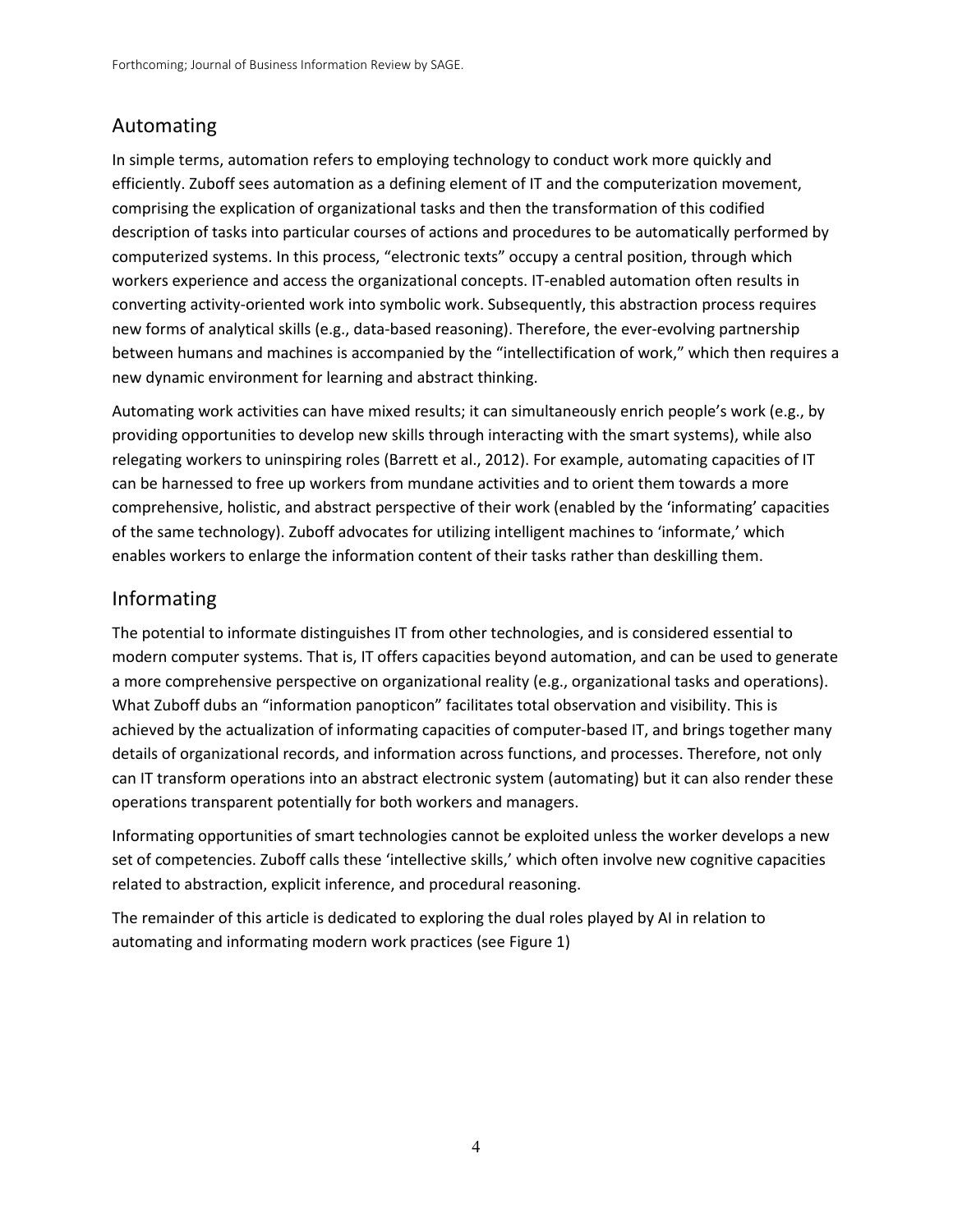## Automating

In simple terms, automation refers to employing technology to conduct work more quickly and efficiently. Zuboff sees automation as a defining element of IT and the computerization movement, comprising the explication of organizational tasks and then the transformation of this codified description of tasks into particular courses of actions and procedures to be automatically performed by computerized systems. In this process, "electronic texts" occupy a central position, through which workers experience and access the organizational concepts. IT-enabled automation often results in converting activity-oriented work into symbolic work. Subsequently, this abstraction process requires new forms of analytical skills (e.g., data-based reasoning). Therefore, the ever-evolving partnership between humans and machines is accompanied by the "intellectification of work," which then requires a new dynamic environment for learning and abstract thinking.

Automating work activities can have mixed results; it can simultaneously enrich people's work (e.g., by providing opportunities to develop new skills through interacting with the smart systems), while also relegating workers to uninspiring roles (Barrett et al., 2012). For example, automating capacities of IT can be harnessed to free up workers from mundane activities and to orient them towards a more comprehensive, holistic, and abstract perspective of their work (enabled by the 'informating' capacities of the same technology). Zuboff advocates for utilizing intelligent machines to 'informate,' which enables workers to enlarge the information content of their tasks rather than deskilling them.

## Informating

The potential to informate distinguishes IT from other technologies, and is considered essential to modern computer systems. That is, IT offers capacities beyond automation, and can be used to generate a more comprehensive perspective on organizational reality (e.g., organizational tasks and operations). What Zuboff dubs an "information panopticon" facilitates total observation and visibility. This is achieved by the actualization of informating capacities of computer-based IT, and brings together many details of organizational records, and information across functions, and processes. Therefore, not only can IT transform operations into an abstract electronic system (automating) but it can also render these operations transparent potentially for both workers and managers.

Informating opportunities of smart technologies cannot be exploited unless the worker develops a new set of competencies. Zuboff calls these 'intellective skills,' which often involve new cognitive capacities related to abstraction, explicit inference, and procedural reasoning.

The remainder of this article is dedicated to exploring the dual roles played by AI in relation to automating and informating modern work practices (see Figure 1)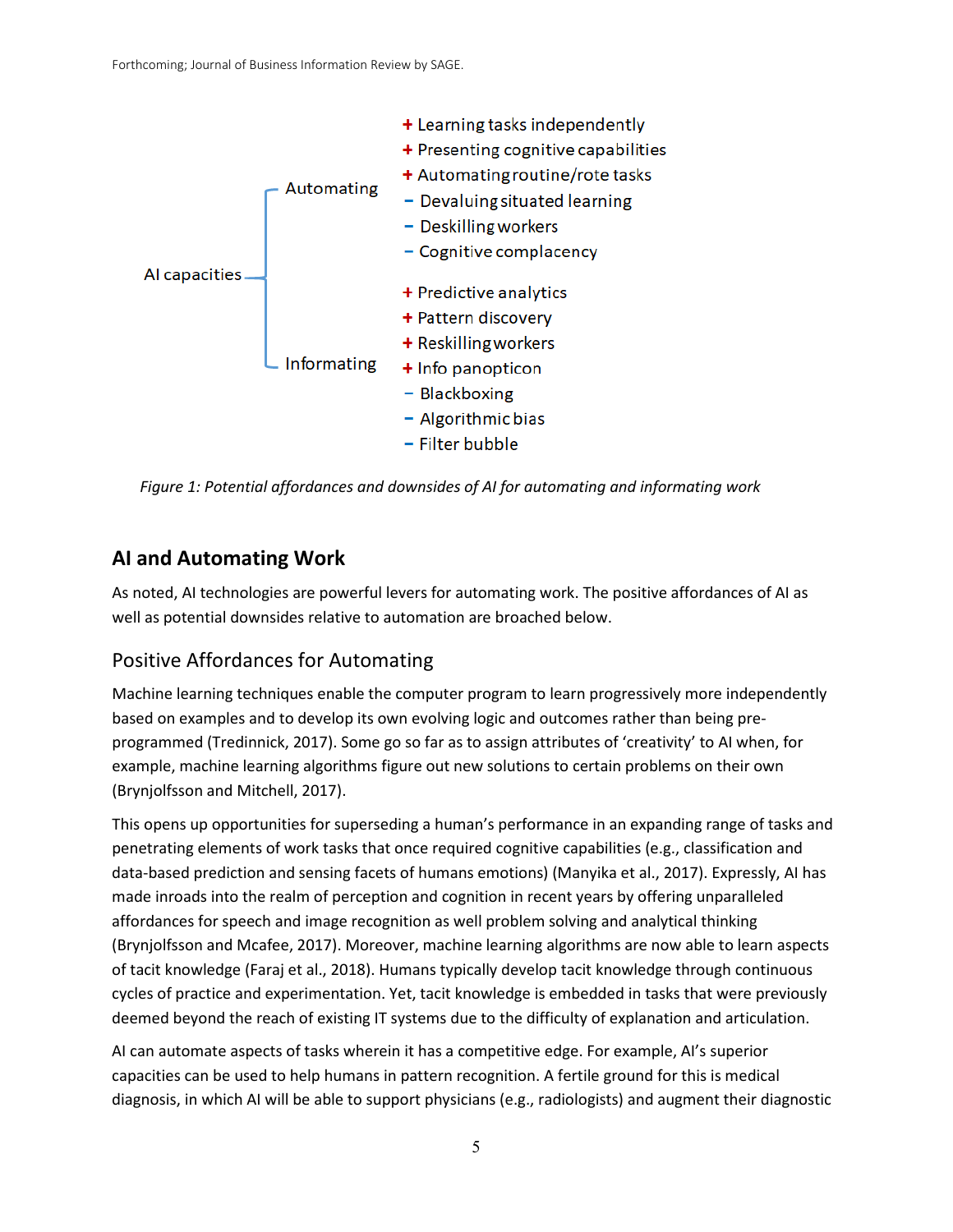- AI capacities
  - Automating
    - + Learning tasks independently
    - + Presenting cognitive capabilities
    - + Automating routine/rote tasks
    - − Devaluing situated learning
    - − Deskilling workers
    - − Cognitive complacency
  - Informating
    - + Predictive analytics
    - + Pattern discovery
    - + Reskilling workers
    - + Info panopticon
    - − Blackboxing
    - − Algorithmic bias
    - − Filter bubble

*Figure 1: Potential affordances and downsides of AI for automating and informating work*

## AI and Automating Work

As noted, AI technologies are powerful levers for automating work. The positive affordances of AI as well as potential downsides relative to automation are broached below.

### Positive Affordances for Automating

Machine learning techniques enable the computer program to learn progressively more independently based on examples and to develop its own evolving logic and outcomes rather than being pre-programmed (Tredinnick, 2017). Some go so far as to assign attributes of 'creativity' to AI when, for example, machine learning algorithms figure out new solutions to certain problems on their own (Brynjolfsson and Mitchell, 2017).

This opens up opportunities for superseding a human's performance in an expanding range of tasks and penetrating elements of work tasks that once required cognitive capabilities (e.g., classification and data-based prediction and sensing facets of humans emotions) (Manyika et al., 2017). Expressly, AI has made inroads into the realm of perception and cognition in recent years by offering unparalleled affordances for speech and image recognition as well problem solving and analytical thinking (Brynjolfsson and Mcafee, 2017). Moreover, machine learning algorithms are now able to learn aspects of tacit knowledge (Faraj et al., 2018). Humans typically develop tacit knowledge through continuous cycles of practice and experimentation. Yet, tacit knowledge is embedded in tasks that were previously deemed beyond the reach of existing IT systems due to the difficulty of explanation and articulation.

AI can automate aspects of tasks wherein it has a competitive edge. For example, AI's superior capacities can be used to help humans in pattern recognition. A fertile ground for this is medical diagnosis, in which AI will be able to support physicians (e.g., radiologists) and augment their diagnostic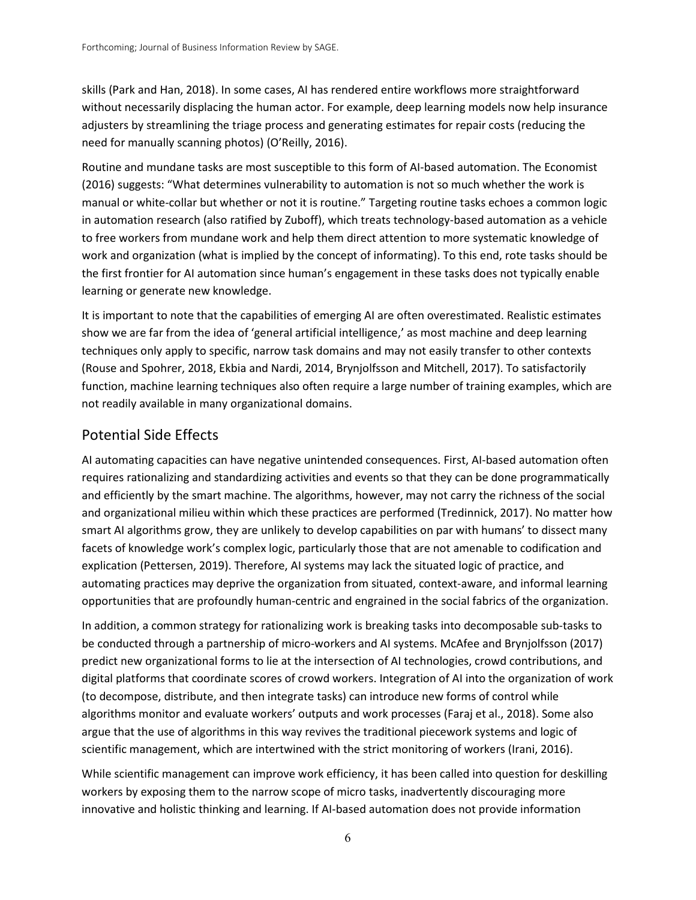skills (Park and Han, 2018). In some cases, AI has rendered entire workflows more straightforward without necessarily displacing the human actor. For example, deep learning models now help insurance adjusters by streamlining the triage process and generating estimates for repair costs (reducing the need for manually scanning photos) (O'Reilly, 2016).

Routine and mundane tasks are most susceptible to this form of AI-based automation. The Economist (2016) suggests: "What determines vulnerability to automation is not so much whether the work is manual or white-collar but whether or not it is routine." Targeting routine tasks echoes a common logic in automation research (also ratified by Zuboff), which treats technology-based automation as a vehicle to free workers from mundane work and help them direct attention to more systematic knowledge of work and organization (what is implied by the concept of informating). To this end, rote tasks should be the first frontier for AI automation since human's engagement in these tasks does not typically enable learning or generate new knowledge.

It is important to note that the capabilities of emerging AI are often overestimated. Realistic estimates show we are far from the idea of 'general artificial intelligence,' as most machine and deep learning techniques only apply to specific, narrow task domains and may not easily transfer to other contexts (Rouse and Spohrer, 2018, Ekbia and Nardi, 2014, Brynjolfsson and Mitchell, 2017). To satisfactorily function, machine learning techniques also often require a large number of training examples, which are not readily available in many organizational domains.

## Potential Side Effects

AI automating capacities can have negative unintended consequences. First, AI-based automation often requires rationalizing and standardizing activities and events so that they can be done programmatically and efficiently by the smart machine. The algorithms, however, may not carry the richness of the social and organizational milieu within which these practices are performed (Tredinnick, 2017). No matter how smart AI algorithms grow, they are unlikely to develop capabilities on par with humans' to dissect many facets of knowledge work's complex logic, particularly those that are not amenable to codification and explication (Pettersen, 2019). Therefore, AI systems may lack the situated logic of practice, and automating practices may deprive the organization from situated, context-aware, and informal learning opportunities that are profoundly human-centric and engrained in the social fabrics of the organization.

In addition, a common strategy for rationalizing work is breaking tasks into decomposable sub-tasks to be conducted through a partnership of micro-workers and AI systems. McAfee and Brynjolfsson (2017) predict new organizational forms to lie at the intersection of AI technologies, crowd contributions, and digital platforms that coordinate scores of crowd workers. Integration of AI into the organization of work (to decompose, distribute, and then integrate tasks) can introduce new forms of control while algorithms monitor and evaluate workers' outputs and work processes (Faraj et al., 2018). Some also argue that the use of algorithms in this way revives the traditional piecework systems and logic of scientific management, which are intertwined with the strict monitoring of workers (Irani, 2016).

While scientific management can improve work efficiency, it has been called into question for deskilling workers by exposing them to the narrow scope of micro tasks, inadvertently discouraging more innovative and holistic thinking and learning. If AI-based automation does not provide information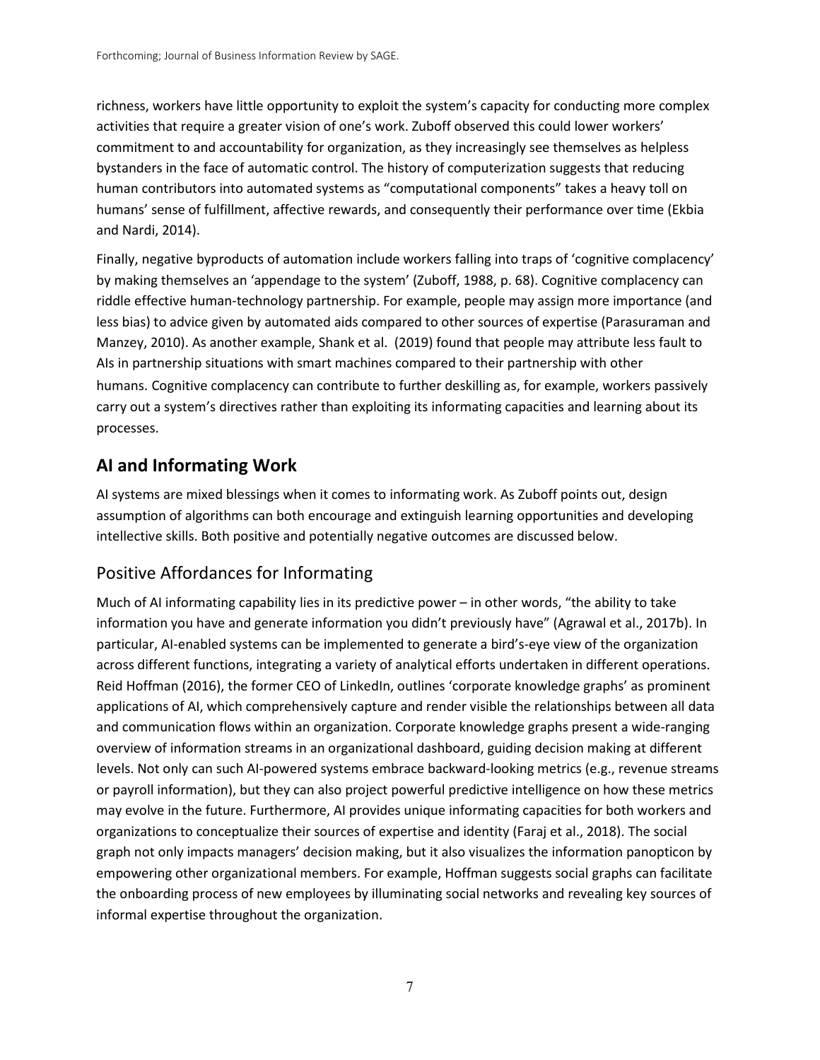richness, workers have little opportunity to exploit the system's capacity for conducting more complex activities that require a greater vision of one's work. Zuboff observed this could lower workers' commitment to and accountability for organization, as they increasingly see themselves as helpless bystanders in the face of automatic control. The history of computerization suggests that reducing human contributors into automated systems as "computational components" takes a heavy toll on humans' sense of fulfillment, affective rewards, and consequently their performance over time (Ekbia and Nardi, 2014).

Finally, negative byproducts of automation include workers falling into traps of 'cognitive complacency' by making themselves an 'appendage to the system' (Zuboff, 1988, p. 68). Cognitive complacency can riddle effective human-technology partnership. For example, people may assign more importance (and less bias) to advice given by automated aids compared to other sources of expertise (Parasuraman and Manzey, 2010). As another example, Shank et al. (2019) found that people may attribute less fault to AIs in partnership situations with smart machines compared to their partnership with other humans. Cognitive complacency can contribute to further deskilling as, for example, workers passively carry out a system's directives rather than exploiting its informating capacities and learning about its processes.

## AI and Informating Work

AI systems are mixed blessings when it comes to informating work. As Zuboff points out, design assumption of algorithms can both encourage and extinguish learning opportunities and developing intellective skills. Both positive and potentially negative outcomes are discussed below.

### Positive Affordances for Informating

Much of AI informating capability lies in its predictive power – in other words, "the ability to take information you have and generate information you didn't previously have" (Agrawal et al., 2017b). In particular, AI-enabled systems can be implemented to generate a bird's-eye view of the organization across different functions, integrating a variety of analytical efforts undertaken in different operations. Reid Hoffman (2016), the former CEO of LinkedIn, outlines 'corporate knowledge graphs' as prominent applications of AI, which comprehensively capture and render visible the relationships between all data and communication flows within an organization. Corporate knowledge graphs present a wide-ranging overview of information streams in an organizational dashboard, guiding decision making at different levels. Not only can such AI-powered systems embrace backward-looking metrics (e.g., revenue streams or payroll information), but they can also project powerful predictive intelligence on how these metrics may evolve in the future. Furthermore, AI provides unique informating capacities for both workers and organizations to conceptualize their sources of expertise and identity (Faraj et al., 2018). The social graph not only impacts managers' decision making, but it also visualizes the information panopticon by empowering other organizational members. For example, Hoffman suggests social graphs can facilitate the onboarding process of new employees by illuminating social networks and revealing key sources of informal expertise throughout the organization.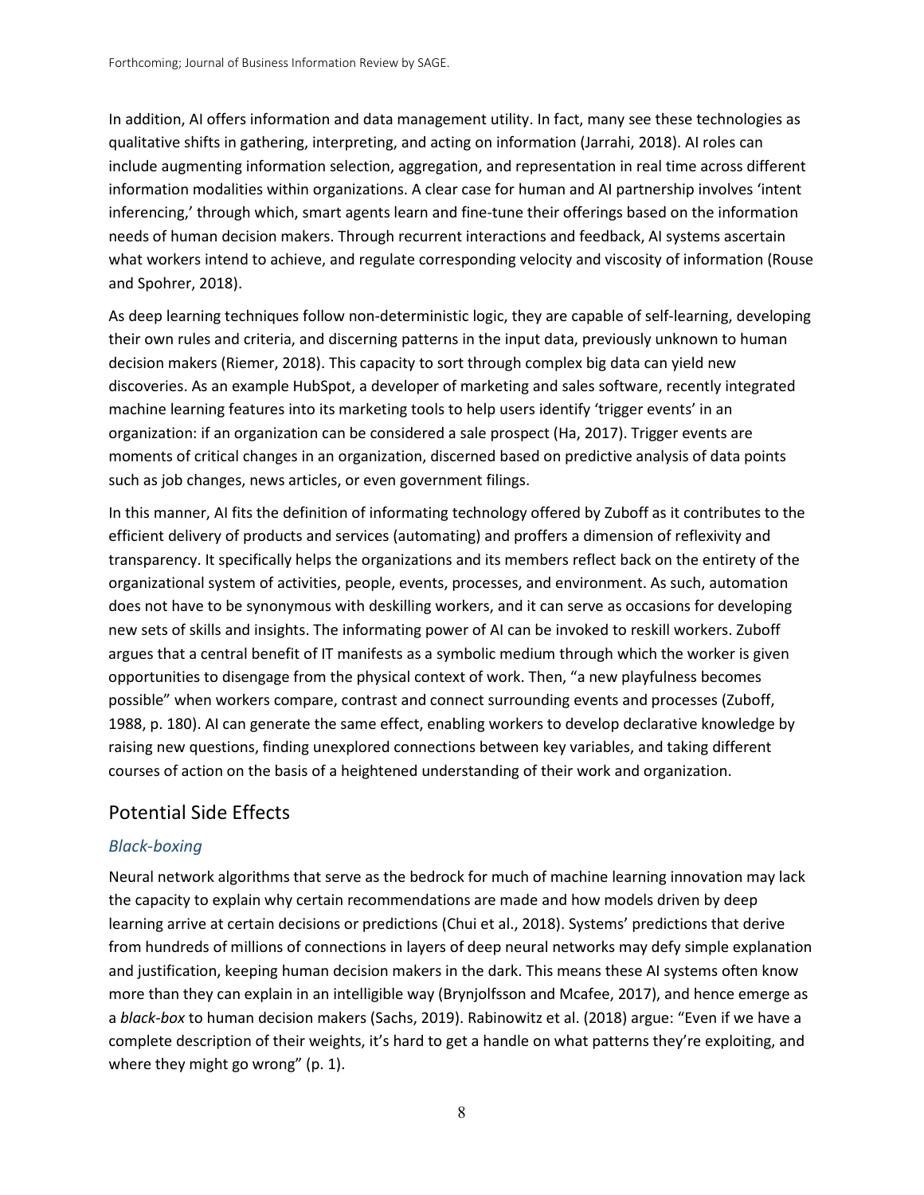In addition, AI offers information and data management utility. In fact, many see these technologies as qualitative shifts in gathering, interpreting, and acting on information (Jarrahi, 2018). AI roles can include augmenting information selection, aggregation, and representation in real time across different information modalities within organizations. A clear case for human and AI partnership involves 'intent inferencing,' through which, smart agents learn and fine-tune their offerings based on the information needs of human decision makers. Through recurrent interactions and feedback, AI systems ascertain what workers intend to achieve, and regulate corresponding velocity and viscosity of information (Rouse and Spohrer, 2018).

As deep learning techniques follow non-deterministic logic, they are capable of self-learning, developing their own rules and criteria, and discerning patterns in the input data, previously unknown to human decision makers (Riemer, 2018). This capacity to sort through complex big data can yield new discoveries. As an example HubSpot, a developer of marketing and sales software, recently integrated machine learning features into its marketing tools to help users identify 'trigger events' in an organization: if an organization can be considered a sale prospect (Ha, 2017). Trigger events are moments of critical changes in an organization, discerned based on predictive analysis of data points such as job changes, news articles, or even government filings.

In this manner, AI fits the definition of informating technology offered by Zuboff as it contributes to the efficient delivery of products and services (automating) and proffers a dimension of reflexivity and transparency. It specifically helps the organizations and its members reflect back on the entirety of the organizational system of activities, people, events, processes, and environment. As such, automation does not have to be synonymous with deskilling workers, and it can serve as occasions for developing new sets of skills and insights. The informating power of AI can be invoked to reskill workers. Zuboff argues that a central benefit of IT manifests as a symbolic medium through which the worker is given opportunities to disengage from the physical context of work. Then, "a new playfulness becomes possible" when workers compare, contrast and connect surrounding events and processes (Zuboff, 1988, p. 180). AI can generate the same effect, enabling workers to develop declarative knowledge by raising new questions, finding unexplored connections between key variables, and taking different courses of action on the basis of a heightened understanding of their work and organization.

## Potential Side Effects

### *Black-boxing*

Neural network algorithms that serve as the bedrock for much of machine learning innovation may lack the capacity to explain why certain recommendations are made and how models driven by deep learning arrive at certain decisions or predictions (Chui et al., 2018). Systems' predictions that derive from hundreds of millions of connections in layers of deep neural networks may defy simple explanation and justification, keeping human decision makers in the dark. This means these AI systems often know more than they can explain in an intelligible way (Brynjolfsson and Mcafee, 2017), and hence emerge as a *black-box* to human decision makers (Sachs, 2019). Rabinowitz et al. (2018) argue: "Even if we have a complete description of their weights, it's hard to get a handle on what patterns they're exploiting, and where they might go wrong" (p. 1).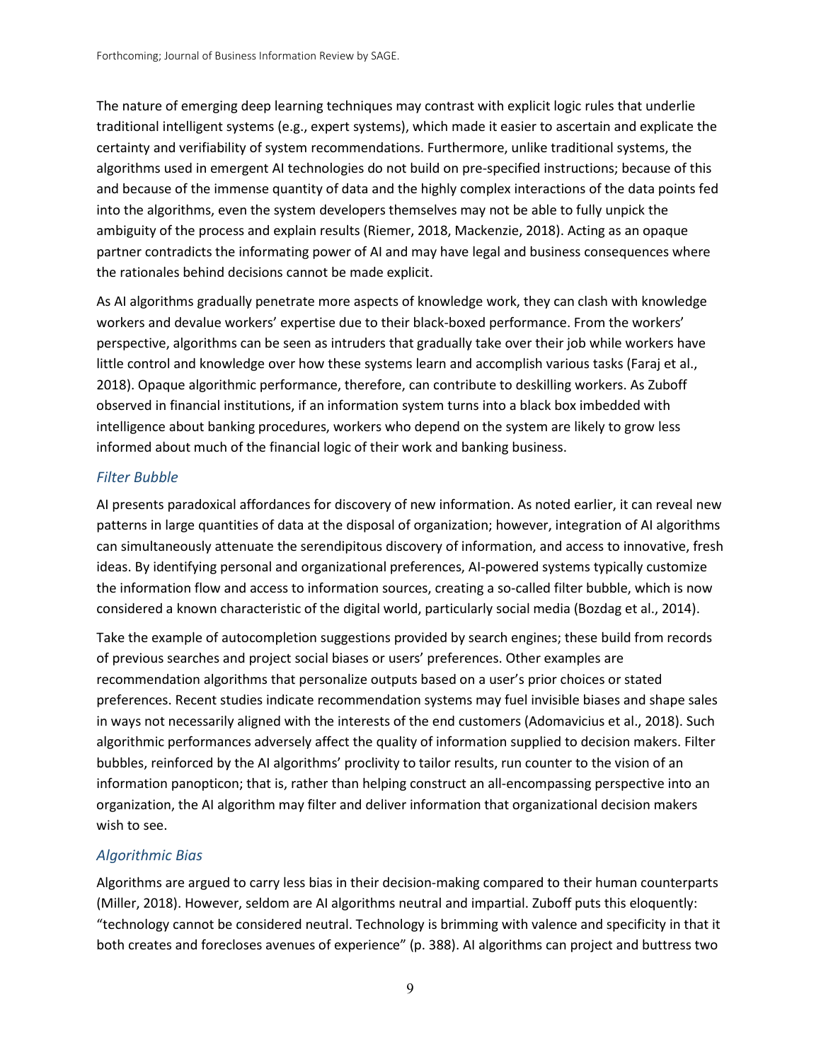The nature of emerging deep learning techniques may contrast with explicit logic rules that underlie traditional intelligent systems (e.g., expert systems), which made it easier to ascertain and explicate the certainty and verifiability of system recommendations. Furthermore, unlike traditional systems, the algorithms used in emergent AI technologies do not build on pre-specified instructions; because of this and because of the immense quantity of data and the highly complex interactions of the data points fed into the algorithms, even the system developers themselves may not be able to fully unpick the ambiguity of the process and explain results (Riemer, 2018, Mackenzie, 2018). Acting as an opaque partner contradicts the informating power of AI and may have legal and business consequences where the rationales behind decisions cannot be made explicit.

As AI algorithms gradually penetrate more aspects of knowledge work, they can clash with knowledge workers and devalue workers' expertise due to their black-boxed performance. From the workers' perspective, algorithms can be seen as intruders that gradually take over their job while workers have little control and knowledge over how these systems learn and accomplish various tasks (Faraj et al., 2018). Opaque algorithmic performance, therefore, can contribute to deskilling workers. As Zuboff observed in financial institutions, if an information system turns into a black box imbedded with intelligence about banking procedures, workers who depend on the system are likely to grow less informed about much of the financial logic of their work and banking business.

### *Filter Bubble*

AI presents paradoxical affordances for discovery of new information. As noted earlier, it can reveal new patterns in large quantities of data at the disposal of organization; however, integration of AI algorithms can simultaneously attenuate the serendipitous discovery of information, and access to innovative, fresh ideas. By identifying personal and organizational preferences, AI-powered systems typically customize the information flow and access to information sources, creating a so-called filter bubble, which is now considered a known characteristic of the digital world, particularly social media (Bozdag et al., 2014).

Take the example of autocompletion suggestions provided by search engines; these build from records of previous searches and project social biases or users' preferences. Other examples are recommendation algorithms that personalize outputs based on a user's prior choices or stated preferences. Recent studies indicate recommendation systems may fuel invisible biases and shape sales in ways not necessarily aligned with the interests of the end customers (Adomavicius et al., 2018). Such algorithmic performances adversely affect the quality of information supplied to decision makers. Filter bubbles, reinforced by the AI algorithms' proclivity to tailor results, run counter to the vision of an information panopticon; that is, rather than helping construct an all-encompassing perspective into an organization, the AI algorithm may filter and deliver information that organizational decision makers wish to see.

### *Algorithmic Bias*

Algorithms are argued to carry less bias in their decision-making compared to their human counterparts (Miller, 2018). However, seldom are AI algorithms neutral and impartial. Zuboff puts this eloquently: "technology cannot be considered neutral. Technology is brimming with valence and specificity in that it both creates and forecloses avenues of experience" (p. 388). AI algorithms can project and buttress two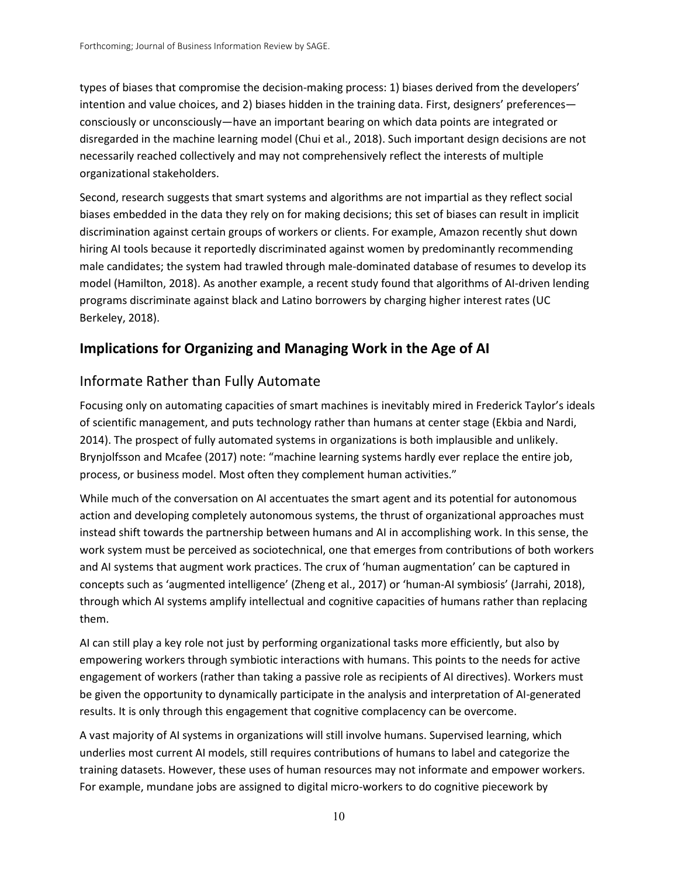types of biases that compromise the decision-making process: 1) biases derived from the developers' intention and value choices, and 2) biases hidden in the training data. First, designers' preferences—consciously or unconsciously—have an important bearing on which data points are integrated or disregarded in the machine learning model (Chui et al., 2018). Such important design decisions are not necessarily reached collectively and may not comprehensively reflect the interests of multiple organizational stakeholders.

Second, research suggests that smart systems and algorithms are not impartial as they reflect social biases embedded in the data they rely on for making decisions; this set of biases can result in implicit discrimination against certain groups of workers or clients. For example, Amazon recently shut down hiring AI tools because it reportedly discriminated against women by predominantly recommending male candidates; the system had trawled through male-dominated database of resumes to develop its model (Hamilton, 2018). As another example, a recent study found that algorithms of AI-driven lending programs discriminate against black and Latino borrowers by charging higher interest rates (UC Berkeley, 2018).

## Implications for Organizing and Managing Work in the Age of AI

### Informate Rather than Fully Automate

Focusing only on automating capacities of smart machines is inevitably mired in Frederick Taylor's ideals of scientific management, and puts technology rather than humans at center stage (Ekbia and Nardi, 2014). The prospect of fully automated systems in organizations is both implausible and unlikely. Brynjolfsson and Mcafee (2017) note: "machine learning systems hardly ever replace the entire job, process, or business model. Most often they complement human activities."

While much of the conversation on AI accentuates the smart agent and its potential for autonomous action and developing completely autonomous systems, the thrust of organizational approaches must instead shift towards the partnership between humans and AI in accomplishing work. In this sense, the work system must be perceived as sociotechnical, one that emerges from contributions of both workers and AI systems that augment work practices. The crux of 'human augmentation' can be captured in concepts such as 'augmented intelligence' (Zheng et al., 2017) or 'human-AI symbiosis' (Jarrahi, 2018), through which AI systems amplify intellectual and cognitive capacities of humans rather than replacing them.

AI can still play a key role not just by performing organizational tasks more efficiently, but also by empowering workers through symbiotic interactions with humans. This points to the needs for active engagement of workers (rather than taking a passive role as recipients of AI directives). Workers must be given the opportunity to dynamically participate in the analysis and interpretation of AI-generated results. It is only through this engagement that cognitive complacency can be overcome.

A vast majority of AI systems in organizations will still involve humans. Supervised learning, which underlies most current AI models, still requires contributions of humans to label and categorize the training datasets. However, these uses of human resources may not informate and empower workers. For example, mundane jobs are assigned to digital micro-workers to do cognitive piecework by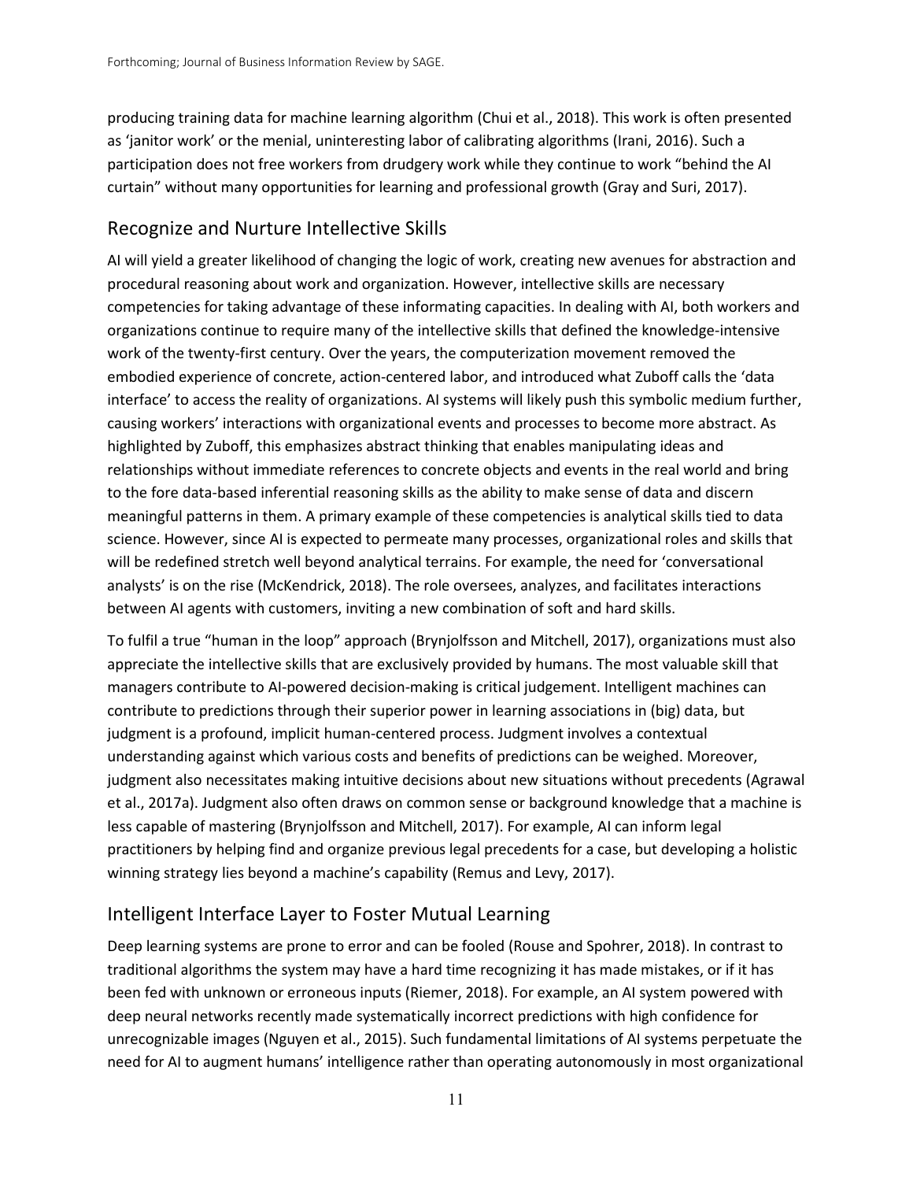producing training data for machine learning algorithm (Chui et al., 2018). This work is often presented as 'janitor work' or the menial, uninteresting labor of calibrating algorithms (Irani, 2016). Such a participation does not free workers from drudgery work while they continue to work "behind the AI curtain" without many opportunities for learning and professional growth (Gray and Suri, 2017).

## Recognize and Nurture Intellective Skills

AI will yield a greater likelihood of changing the logic of work, creating new avenues for abstraction and procedural reasoning about work and organization. However, intellective skills are necessary competencies for taking advantage of these informating capacities. In dealing with AI, both workers and organizations continue to require many of the intellective skills that defined the knowledge-intensive work of the twenty-first century. Over the years, the computerization movement removed the embodied experience of concrete, action-centered labor, and introduced what Zuboff calls the 'data interface' to access the reality of organizations. AI systems will likely push this symbolic medium further, causing workers' interactions with organizational events and processes to become more abstract. As highlighted by Zuboff, this emphasizes abstract thinking that enables manipulating ideas and relationships without immediate references to concrete objects and events in the real world and bring to the fore data-based inferential reasoning skills as the ability to make sense of data and discern meaningful patterns in them. A primary example of these competencies is analytical skills tied to data science. However, since AI is expected to permeate many processes, organizational roles and skills that will be redefined stretch well beyond analytical terrains. For example, the need for 'conversational analysts' is on the rise (McKendrick, 2018). The role oversees, analyzes, and facilitates interactions between AI agents with customers, inviting a new combination of soft and hard skills.

To fulfil a true "human in the loop" approach (Brynjolfsson and Mitchell, 2017), organizations must also appreciate the intellective skills that are exclusively provided by humans. The most valuable skill that managers contribute to AI-powered decision-making is critical judgement. Intelligent machines can contribute to predictions through their superior power in learning associations in (big) data, but judgment is a profound, implicit human-centered process. Judgment involves a contextual understanding against which various costs and benefits of predictions can be weighed. Moreover, judgment also necessitates making intuitive decisions about new situations without precedents (Agrawal et al., 2017a). Judgment also often draws on common sense or background knowledge that a machine is less capable of mastering (Brynjolfsson and Mitchell, 2017). For example, AI can inform legal practitioners by helping find and organize previous legal precedents for a case, but developing a holistic winning strategy lies beyond a machine's capability (Remus and Levy, 2017).

## Intelligent Interface Layer to Foster Mutual Learning

Deep learning systems are prone to error and can be fooled (Rouse and Spohrer, 2018). In contrast to traditional algorithms the system may have a hard time recognizing it has made mistakes, or if it has been fed with unknown or erroneous inputs (Riemer, 2018). For example, an AI system powered with deep neural networks recently made systematically incorrect predictions with high confidence for unrecognizable images (Nguyen et al., 2015). Such fundamental limitations of AI systems perpetuate the need for AI to augment humans' intelligence rather than operating autonomously in most organizational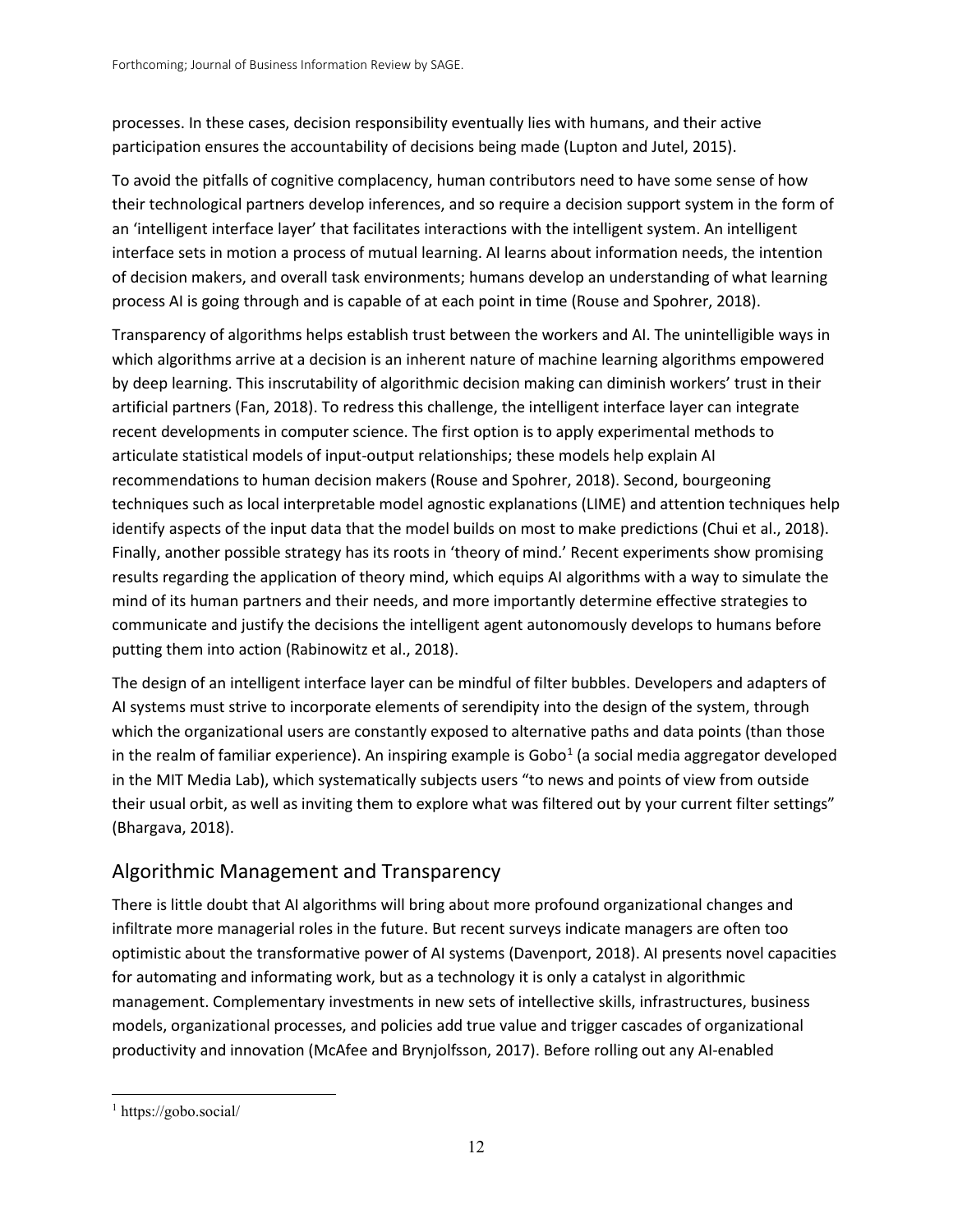processes. In these cases, decision responsibility eventually lies with humans, and their active participation ensures the accountability of decisions being made (Lupton and Jutel, 2015).

To avoid the pitfalls of cognitive complacency, human contributors need to have some sense of how their technological partners develop inferences, and so require a decision support system in the form of an 'intelligent interface layer' that facilitates interactions with the intelligent system. An intelligent interface sets in motion a process of mutual learning. AI learns about information needs, the intention of decision makers, and overall task environments; humans develop an understanding of what learning process AI is going through and is capable of at each point in time (Rouse and Spohrer, 2018).

Transparency of algorithms helps establish trust between the workers and AI. The unintelligible ways in which algorithms arrive at a decision is an inherent nature of machine learning algorithms empowered by deep learning. This inscrutability of algorithmic decision making can diminish workers' trust in their artificial partners (Fan, 2018). To redress this challenge, the intelligent interface layer can integrate recent developments in computer science. The first option is to apply experimental methods to articulate statistical models of input-output relationships; these models help explain AI recommendations to human decision makers (Rouse and Spohrer, 2018). Second, bourgeoning techniques such as local interpretable model agnostic explanations (LIME) and attention techniques help identify aspects of the input data that the model builds on most to make predictions (Chui et al., 2018). Finally, another possible strategy has its roots in 'theory of mind.' Recent experiments show promising results regarding the application of theory mind, which equips AI algorithms with a way to simulate the mind of its human partners and their needs, and more importantly determine effective strategies to communicate and justify the decisions the intelligent agent autonomously develops to humans before putting them into action (Rabinowitz et al., 2018).

The design of an intelligent interface layer can be mindful of filter bubbles. Developers and adapters of AI systems must strive to incorporate elements of serendipity into the design of the system, through which the organizational users are constantly exposed to alternative paths and data points (than those in the realm of familiar experience). An inspiring example is Gobo[1] (a social media aggregator developed in the MIT Media Lab), which systematically subjects users "to news and points of view from outside their usual orbit, as well as inviting them to explore what was filtered out by your current filter settings" (Bhargava, 2018).

## Algorithmic Management and Transparency

There is little doubt that AI algorithms will bring about more profound organizational changes and infiltrate more managerial roles in the future. But recent surveys indicate managers are often too optimistic about the transformative power of AI systems (Davenport, 2018). AI presents novel capacities for automating and informating work, but as a technology it is only a catalyst in algorithmic management. Complementary investments in new sets of intellective skills, infrastructures, business models, organizational processes, and policies add true value and trigger cascades of organizational productivity and innovation (McAfee and Brynjolfsson, 2017). Before rolling out any AI-enabled

[1] https://gobo.social/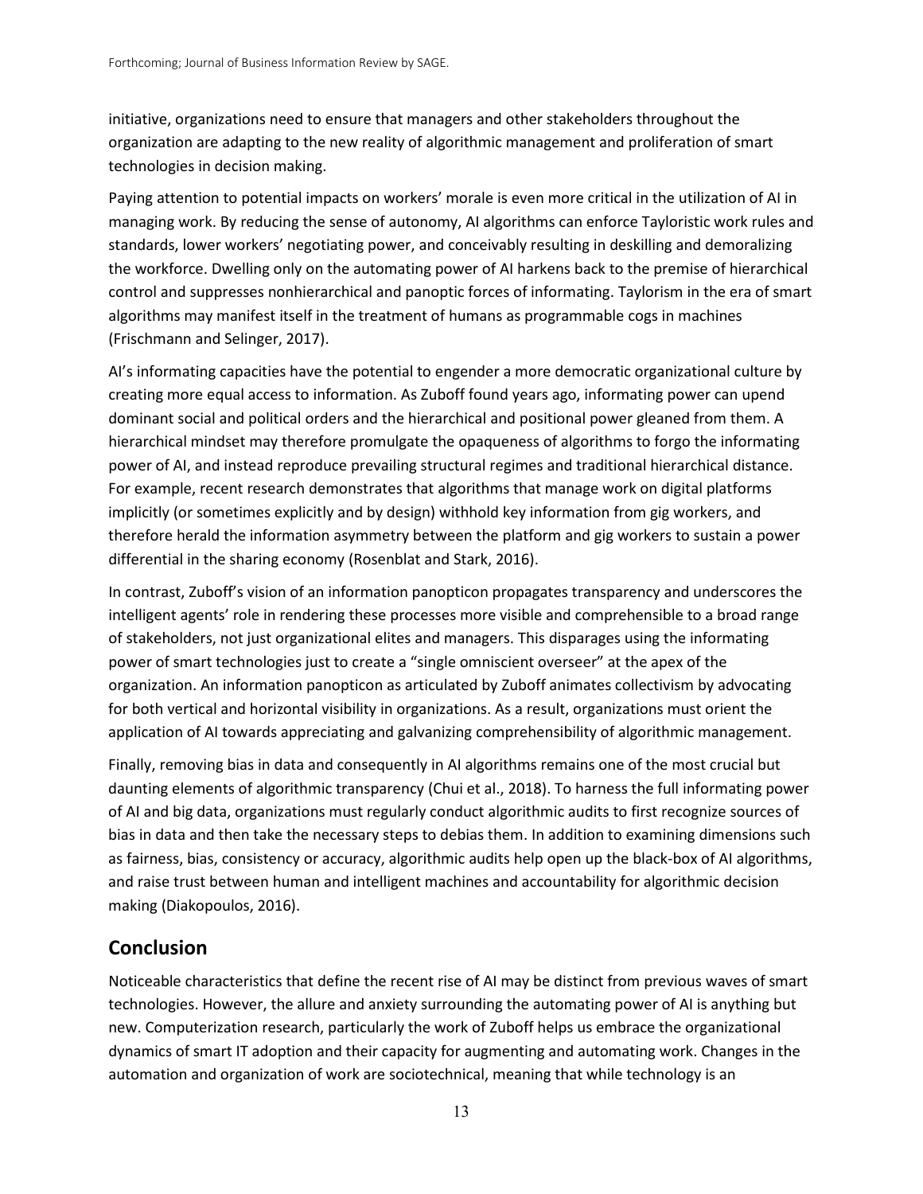initiative, organizations need to ensure that managers and other stakeholders throughout the organization are adapting to the new reality of algorithmic management and proliferation of smart technologies in decision making.

Paying attention to potential impacts on workers' morale is even more critical in the utilization of AI in managing work. By reducing the sense of autonomy, AI algorithms can enforce Tayloristic work rules and standards, lower workers' negotiating power, and conceivably resulting in deskilling and demoralizing the workforce. Dwelling only on the automating power of AI harkens back to the premise of hierarchical control and suppresses nonhierarchical and panoptic forces of informating. Taylorism in the era of smart algorithms may manifest itself in the treatment of humans as programmable cogs in machines (Frischmann and Selinger, 2017).

AI's informating capacities have the potential to engender a more democratic organizational culture by creating more equal access to information. As Zuboff found years ago, informating power can upend dominant social and political orders and the hierarchical and positional power gleaned from them. A hierarchical mindset may therefore promulgate the opaqueness of algorithms to forgo the informating power of AI, and instead reproduce prevailing structural regimes and traditional hierarchical distance. For example, recent research demonstrates that algorithms that manage work on digital platforms implicitly (or sometimes explicitly and by design) withhold key information from gig workers, and therefore herald the information asymmetry between the platform and gig workers to sustain a power differential in the sharing economy (Rosenblat and Stark, 2016).

In contrast, Zuboff's vision of an information panopticon propagates transparency and underscores the intelligent agents' role in rendering these processes more visible and comprehensible to a broad range of stakeholders, not just organizational elites and managers. This disparages using the informating power of smart technologies just to create a "single omniscient overseer" at the apex of the organization. An information panopticon as articulated by Zuboff animates collectivism by advocating for both vertical and horizontal visibility in organizations. As a result, organizations must orient the application of AI towards appreciating and galvanizing comprehensibility of algorithmic management.

Finally, removing bias in data and consequently in AI algorithms remains one of the most crucial but daunting elements of algorithmic transparency (Chui et al., 2018). To harness the full informating power of AI and big data, organizations must regularly conduct algorithmic audits to first recognize sources of bias in data and then take the necessary steps to debias them. In addition to examining dimensions such as fairness, bias, consistency or accuracy, algorithmic audits help open up the black-box of AI algorithms, and raise trust between human and intelligent machines and accountability for algorithmic decision making (Diakopoulos, 2016).

## Conclusion

Noticeable characteristics that define the recent rise of AI may be distinct from previous waves of smart technologies. However, the allure and anxiety surrounding the automating power of AI is anything but new. Computerization research, particularly the work of Zuboff helps us embrace the organizational dynamics of smart IT adoption and their capacity for augmenting and automating work. Changes in the automation and organization of work are sociotechnical, meaning that while technology is an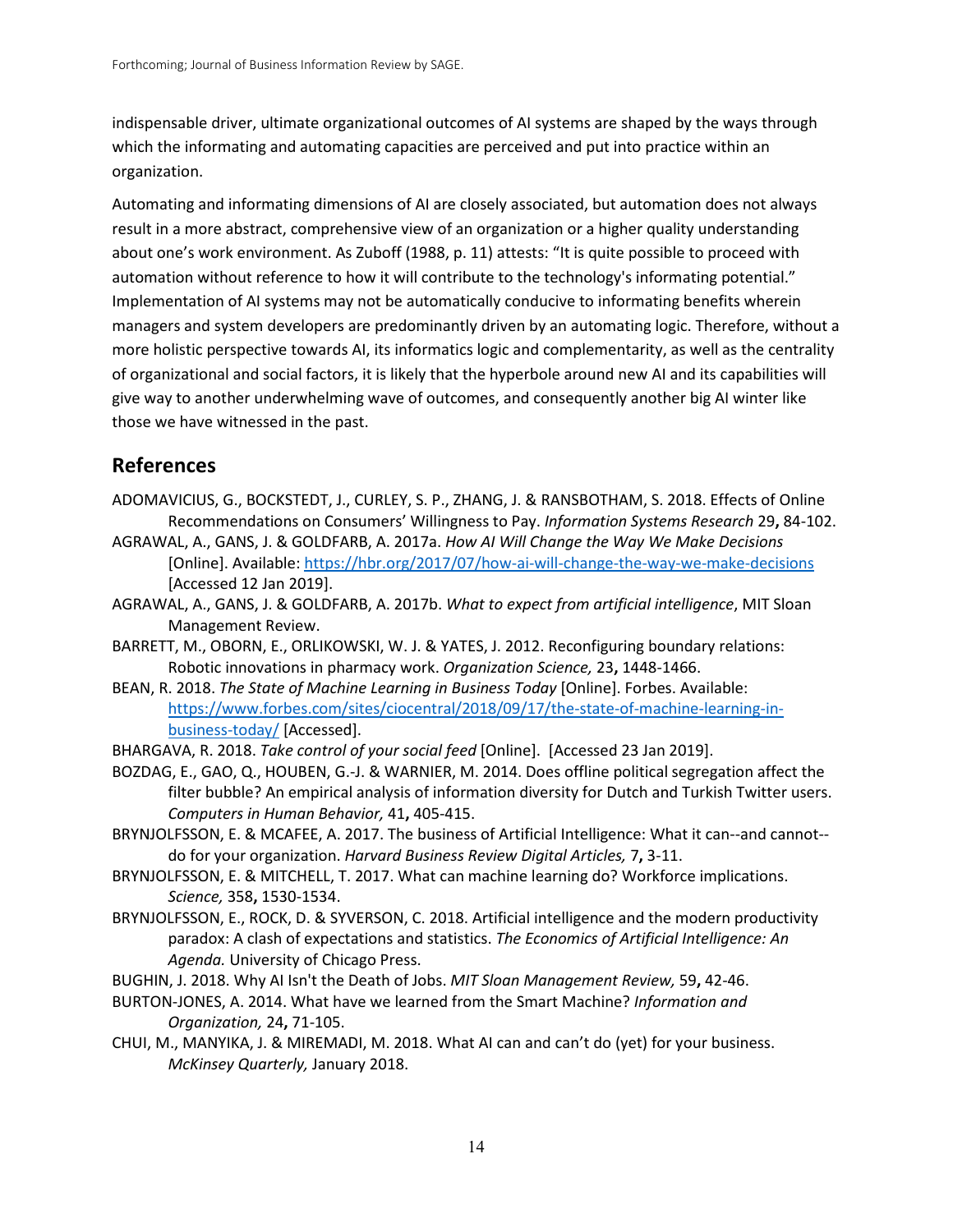indispensable driver, ultimate organizational outcomes of AI systems are shaped by the ways through which the informating and automating capacities are perceived and put into practice within an organization.

Automating and informating dimensions of AI are closely associated, but automation does not always result in a more abstract, comprehensive view of an organization or a higher quality understanding about one's work environment. As Zuboff (1988, p. 11) attests: "It is quite possible to proceed with automation without reference to how it will contribute to the technology's informating potential." Implementation of AI systems may not be automatically conducive to informating benefits wherein managers and system developers are predominantly driven by an automating logic. Therefore, without a more holistic perspective towards AI, its informatics logic and complementarity, as well as the centrality of organizational and social factors, it is likely that the hyperbole around new AI and its capabilities will give way to another underwhelming wave of outcomes, and consequently another big AI winter like those we have witnessed in the past.

## References

ADOMAVICIUS, G., BOCKSTEDT, J., CURLEY, S. P., ZHANG, J. & RANSBOTHAM, S. 2018. Effects of Online Recommendations on Consumers' Willingness to Pay. *Information Systems Research* 29**,** 84-102.

AGRAWAL, A., GANS, J. & GOLDFARB, A. 2017a. *How AI Will Change the Way We Make Decisions* [Online]. Available: https://hbr.org/2017/07/how-ai-will-change-the-way-we-make-decisions [Accessed 12 Jan 2019].

AGRAWAL, A., GANS, J. & GOLDFARB, A. 2017b. *What to expect from artificial intelligence*, MIT Sloan Management Review.

BARRETT, M., OBORN, E., ORLIKOWSKI, W. J. & YATES, J. 2012. Reconfiguring boundary relations: Robotic innovations in pharmacy work. *Organization Science,* 23**,** 1448-1466.

BEAN, R. 2018. *The State of Machine Learning in Business Today* [Online]. Forbes. Available: https://www.forbes.com/sites/ciocentral/2018/09/17/the-state-of-machine-learning-in-business-today/ [Accessed].

BHARGAVA, R. 2018. *Take control of your social feed* [Online]. [Accessed 23 Jan 2019].

BOZDAG, E., GAO, Q., HOUBEN, G.-J. & WARNIER, M. 2014. Does offline political segregation affect the filter bubble? An empirical analysis of information diversity for Dutch and Turkish Twitter users. *Computers in Human Behavior,* 41**,** 405-415.

BRYNJOLFSSON, E. & MCAFEE, A. 2017. The business of Artificial Intelligence: What it can--and cannot--do for your organization. *Harvard Business Review Digital Articles,* 7**,** 3-11.

BRYNJOLFSSON, E. & MITCHELL, T. 2017. What can machine learning do? Workforce implications. *Science,* 358**,** 1530-1534.

BRYNJOLFSSON, E., ROCK, D. & SYVERSON, C. 2018. Artificial intelligence and the modern productivity paradox: A clash of expectations and statistics. *The Economics of Artificial Intelligence: An Agenda.* University of Chicago Press.

BUGHIN, J. 2018. Why AI Isn't the Death of Jobs. *MIT Sloan Management Review,* 59**,** 42-46.

BURTON-JONES, A. 2014. What have we learned from the Smart Machine? *Information and Organization,* 24**,** 71-105.

CHUI, M., MANYIKA, J. & MIREMADI, M. 2018. What AI can and can't do (yet) for your business. *McKinsey Quarterly,* January 2018.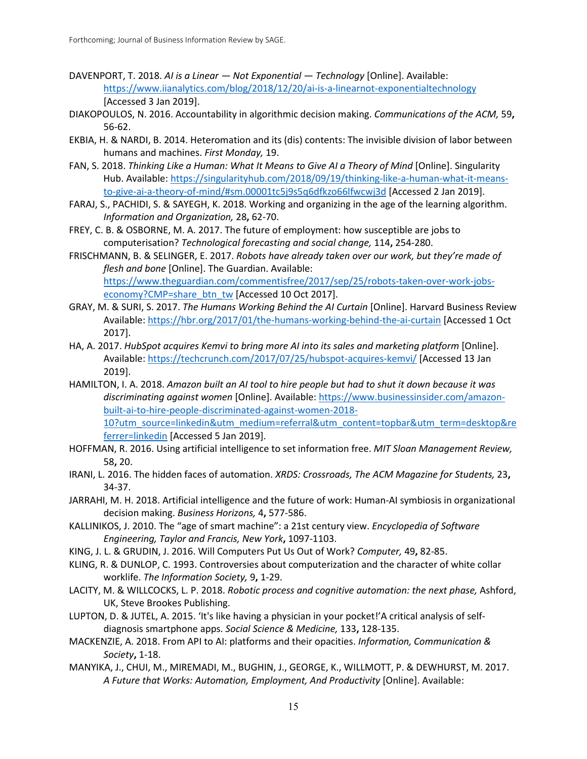DAVENPORT, T. 2018. *AI is a Linear — Not Exponential — Technology* [Online]. Available: https://www.iianalytics.com/blog/2018/12/20/ai-is-a-linearnot-exponentialtechnology [Accessed 3 Jan 2019].

DIAKOPOULOS, N. 2016. Accountability in algorithmic decision making. *Communications of the ACM,* 59**,** 56-62.

EKBIA, H. & NARDI, B. 2014. Heteromation and its (dis) contents: The invisible division of labor between humans and machines. *First Monday,* 19.

FAN, S. 2018. *Thinking Like a Human: What It Means to Give AI a Theory of Mind* [Online]. Singularity Hub. Available: https://singularityhub.com/2018/09/19/thinking-like-a-human-what-it-means-to-give-ai-a-theory-of-mind/#sm.00001tc5j9s5q6dfkzo66lfwcwj3d [Accessed 2 Jan 2019].

FARAJ, S., PACHIDI, S. & SAYEGH, K. 2018. Working and organizing in the age of the learning algorithm. *Information and Organization,* 28**,** 62-70.

FREY, C. B. & OSBORNE, M. A. 2017. The future of employment: how susceptible are jobs to computerisation? *Technological forecasting and social change,* 114**,** 254-280.

FRISCHMANN, B. & SELINGER, E. 2017. *Robots have already taken over our work, but they're made of flesh and bone* [Online]. The Guardian. Available: https://www.theguardian.com/commentisfree/2017/sep/25/robots-taken-over-work-jobs-economy?CMP=share_btn_tw [Accessed 10 Oct 2017].

GRAY, M. & SURI, S. 2017. *The Humans Working Behind the AI Curtain* [Online]. Harvard Business Review Available: https://hbr.org/2017/01/the-humans-working-behind-the-ai-curtain [Accessed 1 Oct 2017].

HA, A. 2017. *HubSpot acquires Kemvi to bring more AI into its sales and marketing platform* [Online]. Available: https://techcrunch.com/2017/07/25/hubspot-acquires-kemvi/ [Accessed 13 Jan 2019].

HAMILTON, I. A. 2018. *Amazon built an AI tool to hire people but had to shut it down because it was discriminating against women* [Online]. Available: https://www.businessinsider.com/amazon-built-ai-to-hire-people-discriminated-against-women-2018-10?utm_source=linkedin&utm_medium=referral&utm_content=topbar&utm_term=desktop&referrer=linkedin [Accessed 5 Jan 2019].

HOFFMAN, R. 2016. Using artificial intelligence to set information free. *MIT Sloan Management Review,* 58**,** 20.

IRANI, L. 2016. The hidden faces of automation. *XRDS: Crossroads, The ACM Magazine for Students,* 23**,** 34-37.

JARRAHI, M. H. 2018. Artificial intelligence and the future of work: Human-AI symbiosis in organizational decision making. *Business Horizons,* 4**,** 577-586.

KALLINIKOS, J. 2010. The "age of smart machine": a 21st century view. *Encyclopedia of Software Engineering, Taylor and Francis, New York***,** 1097-1103.

KING, J. L. & GRUDIN, J. 2016. Will Computers Put Us Out of Work? *Computer,* 49**,** 82-85.

KLING, R. & DUNLOP, C. 1993. Controversies about computerization and the character of white collar worklife. *The Information Society,* 9**,** 1-29.

LACITY, M. & WILLCOCKS, L. P. 2018. *Robotic process and cognitive automation: the next phase,* Ashford, UK, Steve Brookes Publishing.

LUPTON, D. & JUTEL, A. 2015. 'It's like having a physician in your pocket!'A critical analysis of self-diagnosis smartphone apps. *Social Science & Medicine,* 133**,** 128-135.

MACKENZIE, A. 2018. From API to AI: platforms and their opacities. *Information, Communication & Society***,** 1-18.

MANYIKA, J., CHUI, M., MIREMADI, M., BUGHIN, J., GEORGE, K., WILLMOTT, P. & DEWHURST, M. 2017. *A Future that Works: Automation, Employment, And Productivity* [Online]. Available: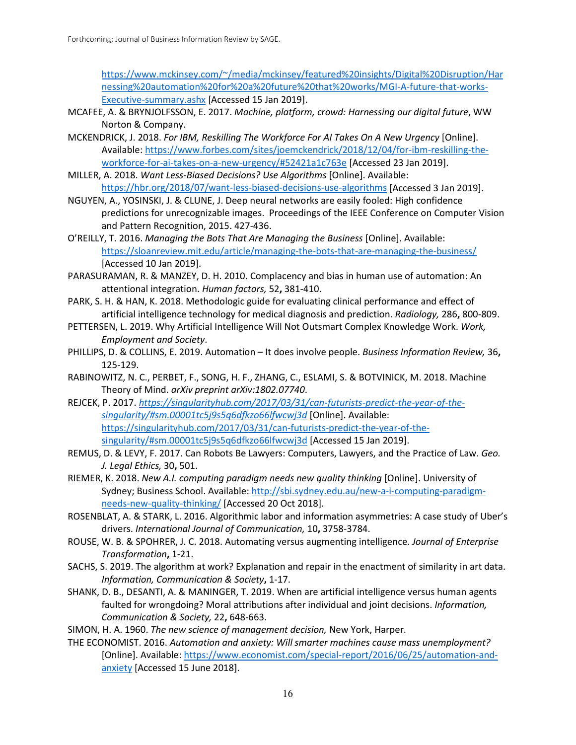https://www.mckinsey.com/~/media/mckinsey/featured%20insights/Digital%20Disruption/Harnessing%20automation%20for%20a%20future%20that%20works/MGI-A-future-that-works-Executive-summary.ashx [Accessed 15 Jan 2019].

MCAFEE, A. & BRYNJOLFSSON, E. 2017. *Machine, platform, crowd: Harnessing our digital future*, WW Norton & Company.

MCKENDRICK, J. 2018. *For IBM, Reskilling The Workforce For AI Takes On A New Urgency* [Online]. Available: https://www.forbes.com/sites/joemckendrick/2018/12/04/for-ibm-reskilling-the-workforce-for-ai-takes-on-a-new-urgency/#52421a1c763e [Accessed 23 Jan 2019].

MILLER, A. 2018. *Want Less-Biased Decisions? Use Algorithms* [Online]. Available: https://hbr.org/2018/07/want-less-biased-decisions-use-algorithms [Accessed 3 Jan 2019].

NGUYEN, A., YOSINSKI, J. & CLUNE, J. Deep neural networks are easily fooled: High confidence predictions for unrecognizable images. Proceedings of the IEEE Conference on Computer Vision and Pattern Recognition, 2015. 427-436.

O'REILLY, T. 2016. *Managing the Bots That Are Managing the Business* [Online]. Available: https://sloanreview.mit.edu/article/managing-the-bots-that-are-managing-the-business/ [Accessed 10 Jan 2019].

PARASURAMAN, R. & MANZEY, D. H. 2010. Complacency and bias in human use of automation: An attentional integration. *Human factors,* 52**,** 381-410.

PARK, S. H. & HAN, K. 2018. Methodologic guide for evaluating clinical performance and effect of artificial intelligence technology for medical diagnosis and prediction. *Radiology,* 286**,** 800-809.

PETTERSEN, L. 2019. Why Artificial Intelligence Will Not Outsmart Complex Knowledge Work. *Work, Employment and Society*.

PHILLIPS, D. & COLLINS, E. 2019. Automation – It does involve people. *Business Information Review,* 36**,** 125-129.

RABINOWITZ, N. C., PERBET, F., SONG, H. F., ZHANG, C., ESLAMI, S. & BOTVINICK, M. 2018. Machine Theory of Mind. *arXiv preprint arXiv:1802.07740*.

REJCEK, P. 2017. *https://singularityhub.com/2017/03/31/can-futurists-predict-the-year-of-the-singularity/#sm.00001tc5j9s5q6dfkzo66lfwcwj3d* [Online]. Available: https://singularityhub.com/2017/03/31/can-futurists-predict-the-year-of-the-singularity/#sm.00001tc5j9s5q6dfkzo66lfwcwj3d [Accessed 15 Jan 2019].

REMUS, D. & LEVY, F. 2017. Can Robots Be Lawyers: Computers, Lawyers, and the Practice of Law. *Geo. J. Legal Ethics,* 30**,** 501.

RIEMER, K. 2018. *New A.I. computing paradigm needs new quality thinking* [Online]. University of Sydney; Business School. Available: http://sbi.sydney.edu.au/new-a-i-computing-paradigm-needs-new-quality-thinking/ [Accessed 20 Oct 2018].

ROSENBLAT, A. & STARK, L. 2016. Algorithmic labor and information asymmetries: A case study of Uber's drivers. *International Journal of Communication,* 10**,** 3758-3784.

ROUSE, W. B. & SPOHRER, J. C. 2018. Automating versus augmenting intelligence. *Journal of Enterprise Transformation***,** 1-21.

SACHS, S. 2019. The algorithm at work? Explanation and repair in the enactment of similarity in art data. *Information, Communication & Society***,** 1-17.

SHANK, D. B., DESANTI, A. & MANINGER, T. 2019. When are artificial intelligence versus human agents faulted for wrongdoing? Moral attributions after individual and joint decisions. *Information, Communication & Society,* 22**,** 648-663.

SIMON, H. A. 1960. *The new science of management decision,* New York, Harper.

THE ECONOMIST. 2016. *Automation and anxiety: Will smarter machines cause mass unemployment?* [Online]. Available: https://www.economist.com/special-report/2016/06/25/automation-and-anxiety [Accessed 15 June 2018].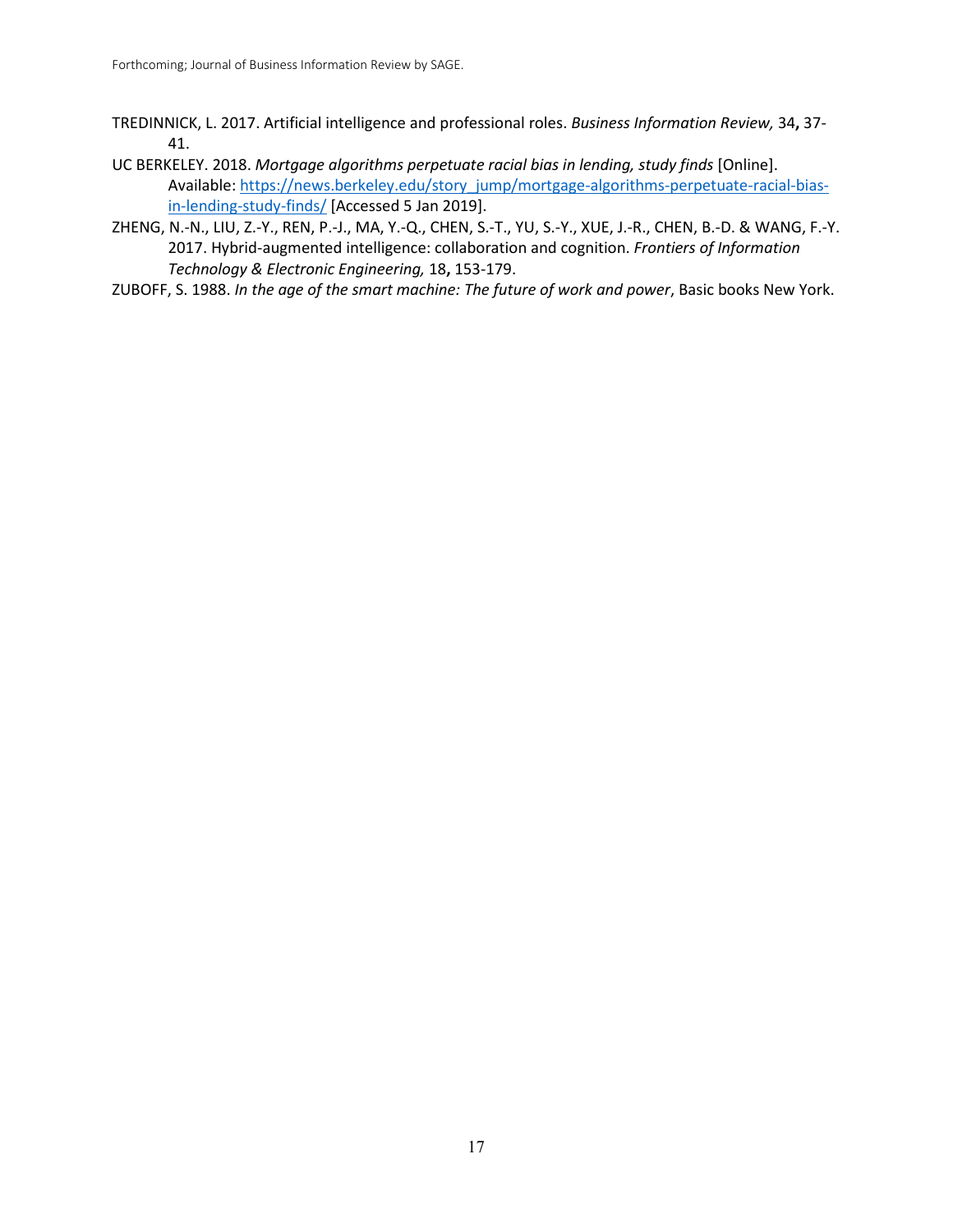TREDINNICK, L. 2017. Artificial intelligence and professional roles. *Business Information Review,* 34**,** 37-41.

UC BERKELEY. 2018. *Mortgage algorithms perpetuate racial bias in lending, study finds* [Online]. Available: https://news.berkeley.edu/story_jump/mortgage-algorithms-perpetuate-racial-bias-in-lending-study-finds/ [Accessed 5 Jan 2019].

ZHENG, N.-N., LIU, Z.-Y., REN, P.-J., MA, Y.-Q., CHEN, S.-T., YU, S.-Y., XUE, J.-R., CHEN, B.-D. & WANG, F.-Y. 2017. Hybrid-augmented intelligence: collaboration and cognition. *Frontiers of Information Technology & Electronic Engineering,* 18**,** 153-179.

ZUBOFF, S. 1988. *In the age of the smart machine: The future of work and power*, Basic books New York.